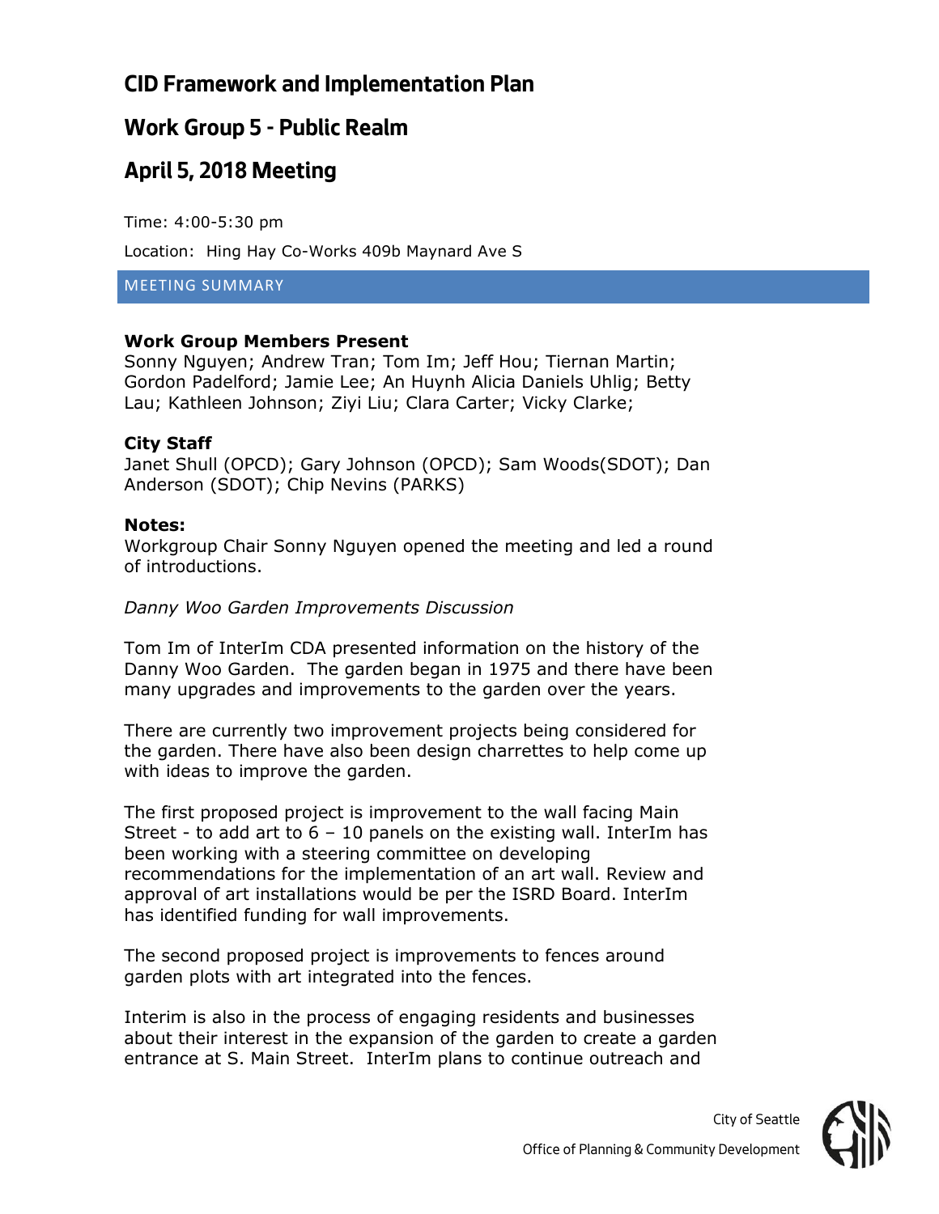# CID Framework and Implementation Plan

## Work Group 5 - Public Realm

## April 5, 2018 Meeting

Time: 4:00-5:30 pm

Location: Hing Hay Co-Works 409b Maynard Ave S

MEETING SUMMARY

**Work Group Members Present**
Sonny Nguyen; Andrew Tran; Tom Im; Jeff Hou; Tiernan Martin; Gordon Padelford; Jamie Lee; An Huynh Alicia Daniels Uhlig; Betty Lau; Kathleen Johnson; Ziyi Liu; Clara Carter; Vicky Clarke;

**City Staff**
Janet Shull (OPCD); Gary Johnson (OPCD); Sam Woods(SDOT); Dan Anderson (SDOT); Chip Nevins (PARKS)

**Notes:**
Workgroup Chair Sonny Nguyen opened the meeting and led a round of introductions.

*Danny Woo Garden Improvements Discussion*

Tom Im of InterIm CDA presented information on the history of the Danny Woo Garden. The garden began in 1975 and there have been many upgrades and improvements to the garden over the years.

There are currently two improvement projects being considered for the garden. There have also been design charrettes to help come up with ideas to improve the garden.

The first proposed project is improvement to the wall facing Main Street - to add art to 6 – 10 panels on the existing wall. InterIm has been working with a steering committee on developing recommendations for the implementation of an art wall. Review and approval of art installations would be per the ISRD Board. InterIm has identified funding for wall improvements.

The second proposed project is improvements to fences around garden plots with art integrated into the fences.

Interim is also in the process of engaging residents and businesses about their interest in the expansion of the garden to create a garden entrance at S. Main Street. InterIm plans to continue outreach and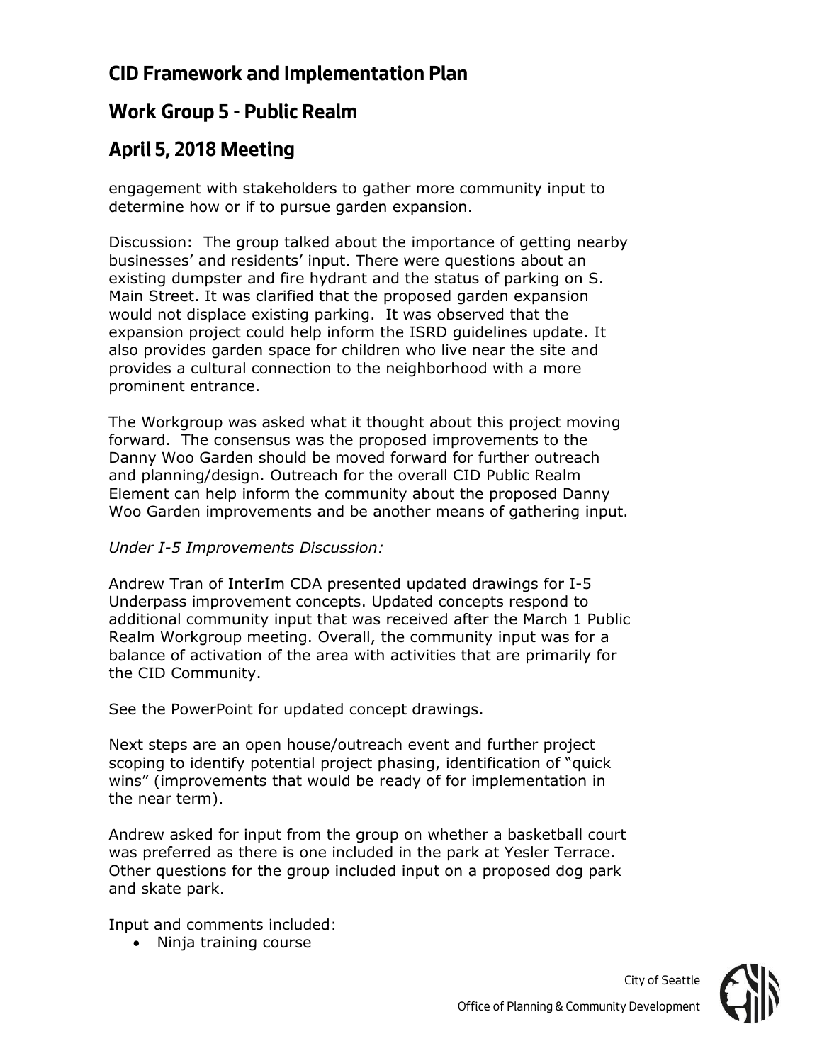engagement with stakeholders to gather more community input to determine how or if to pursue garden expansion.

Discussion: The group talked about the importance of getting nearby businesses' and residents' input. There were questions about an existing dumpster and fire hydrant and the status of parking on S. Main Street. It was clarified that the proposed garden expansion would not displace existing parking. It was observed that the expansion project could help inform the ISRD guidelines update. It also provides garden space for children who live near the site and provides a cultural connection to the neighborhood with a more prominent entrance.

The Workgroup was asked what it thought about this project moving forward. The consensus was the proposed improvements to the Danny Woo Garden should be moved forward for further outreach and planning/design. Outreach for the overall CID Public Realm Element can help inform the community about the proposed Danny Woo Garden improvements and be another means of gathering input.

*Under I-5 Improvements Discussion:*

Andrew Tran of InterIm CDA presented updated drawings for I-5 Underpass improvement concepts. Updated concepts respond to additional community input that was received after the March 1 Public Realm Workgroup meeting. Overall, the community input was for a balance of activation of the area with activities that are primarily for the CID Community.

See the PowerPoint for updated concept drawings.

Next steps are an open house/outreach event and further project scoping to identify potential project phasing, identification of "quick wins" (improvements that would be ready of for implementation in the near term).

Andrew asked for input from the group on whether a basketball court was preferred as there is one included in the park at Yesler Terrace. Other questions for the group included input on a proposed dog park and skate park.

Input and comments included:

- Ninja training course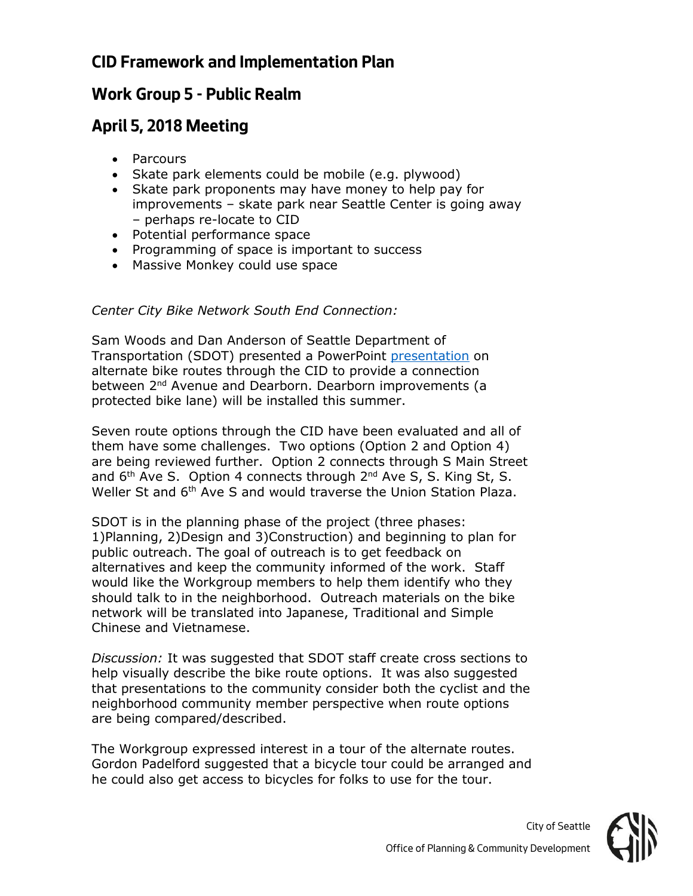# CID Framework and Implementation Plan

## Work Group 5 - Public Realm

## April 5, 2018 Meeting

- Parcours
- Skate park elements could be mobile (e.g. plywood)
- Skate park proponents may have money to help pay for improvements – skate park near Seattle Center is going away – perhaps re-locate to CID
- Potential performance space
- Programming of space is important to success
- Massive Monkey could use space

*Center City Bike Network South End Connection:*

Sam Woods and Dan Anderson of Seattle Department of Transportation (SDOT) presented a PowerPoint presentation on alternate bike routes through the CID to provide a connection between 2nd Avenue and Dearborn. Dearborn improvements (a protected bike lane) will be installed this summer.

Seven route options through the CID have been evaluated and all of them have some challenges. Two options (Option 2 and Option 4) are being reviewed further. Option 2 connects through S Main Street and 6th Ave S. Option 4 connects through 2nd Ave S, S. King St, S. Weller St and 6th Ave S and would traverse the Union Station Plaza.

SDOT is in the planning phase of the project (three phases: 1)Planning, 2)Design and 3)Construction) and beginning to plan for public outreach. The goal of outreach is to get feedback on alternatives and keep the community informed of the work. Staff would like the Workgroup members to help them identify who they should talk to in the neighborhood. Outreach materials on the bike network will be translated into Japanese, Traditional and Simple Chinese and Vietnamese.

*Discussion:* It was suggested that SDOT staff create cross sections to help visually describe the bike route options. It was also suggested that presentations to the community consider both the cyclist and the neighborhood community member perspective when route options are being compared/described.

The Workgroup expressed interest in a tour of the alternate routes. Gordon Padelford suggested that a bicycle tour could be arranged and he could also get access to bicycles for folks to use for the tour.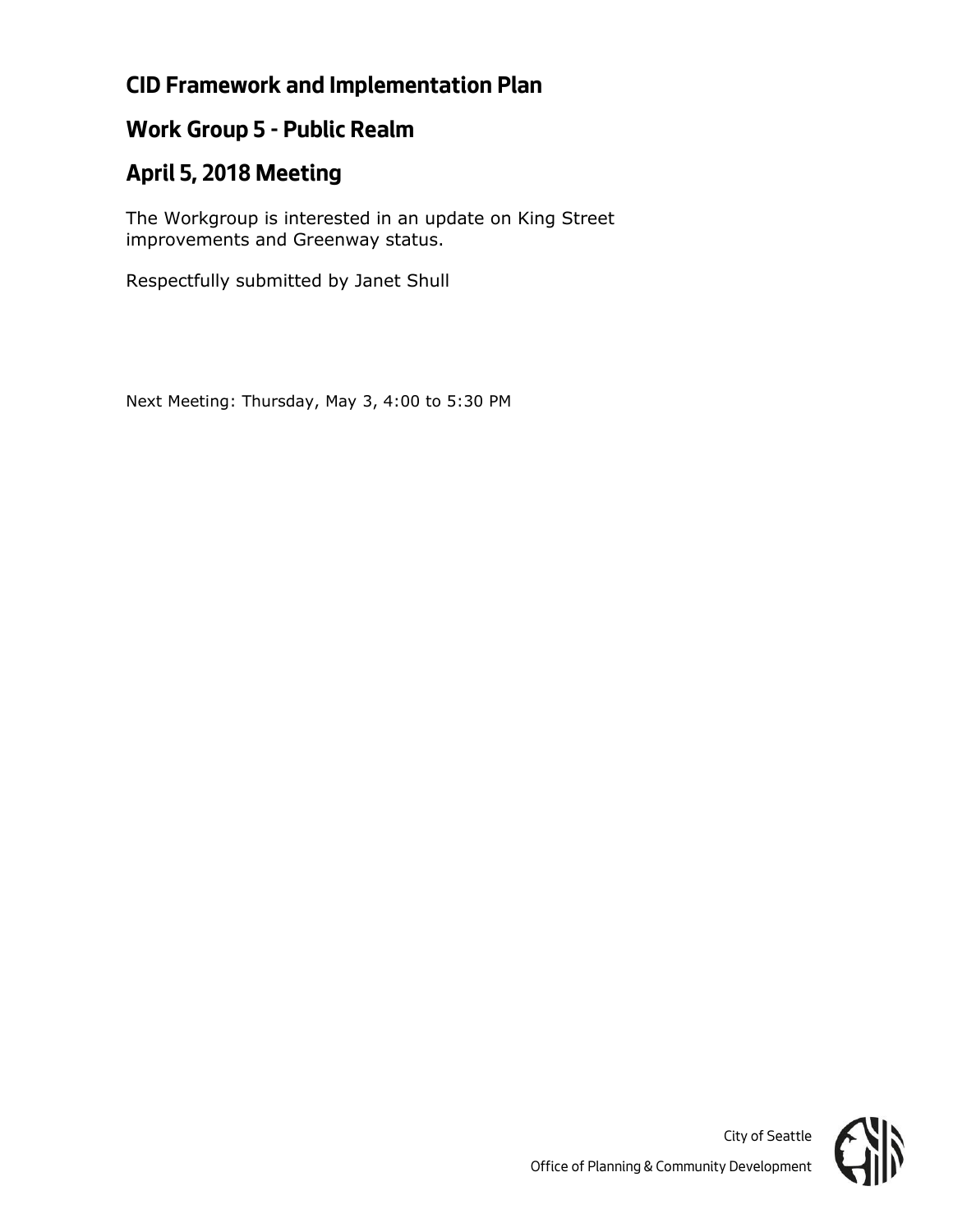## CID Framework and Implementation Plan

## Work Group 5 - Public Realm

## April 5, 2018 Meeting

The Workgroup is interested in an update on King Street improvements and Greenway status.

Respectfully submitted by Janet Shull

Next Meeting: Thursday, May 3, 4:00 to 5:30 PM